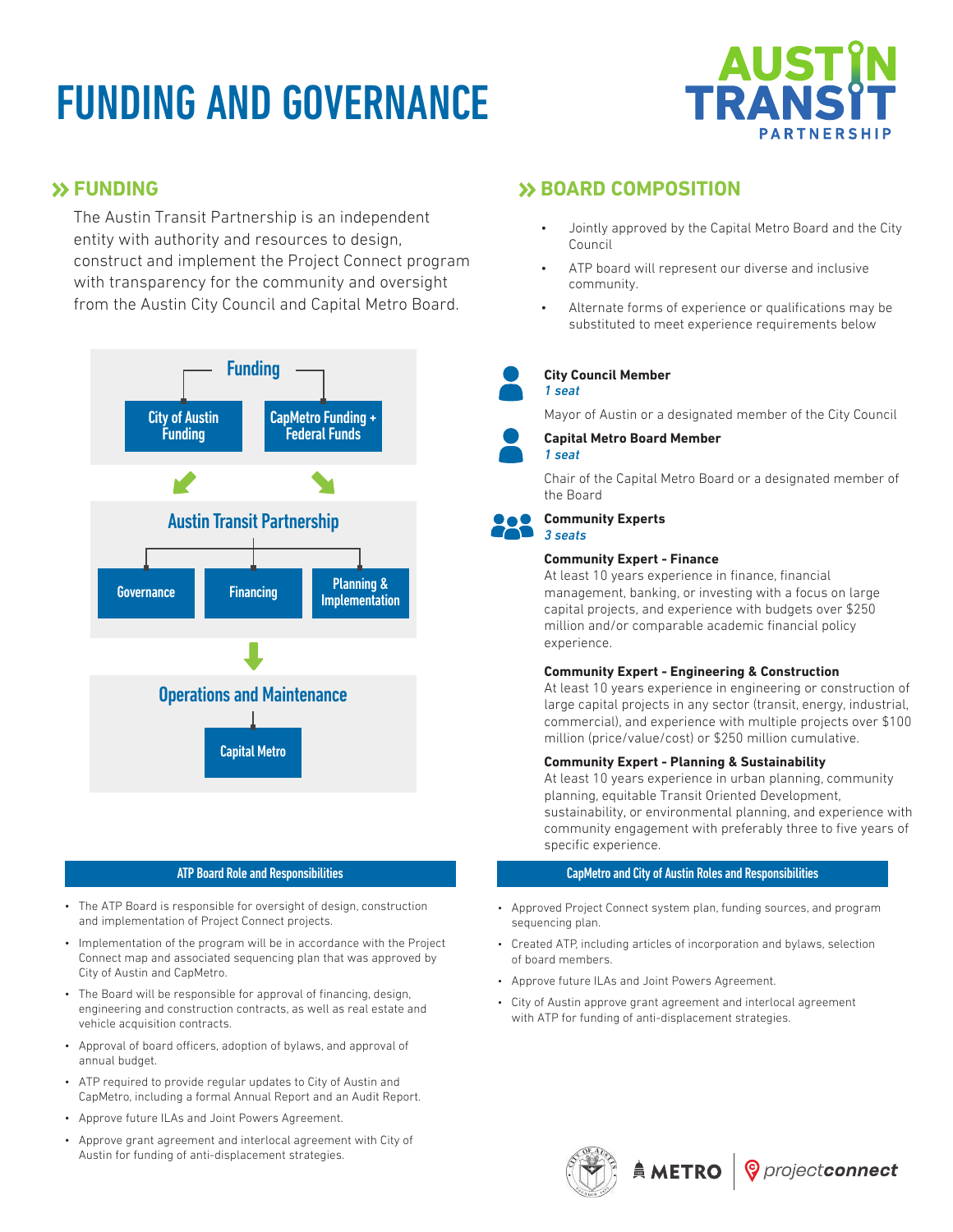# FUNDING AND GOVERNANCE

AUSTIN TRANSIT PARTNERSHIP

## FUNDING

The Austin Transit Partnership is an independent entity with authority and resources to design, construct and implement the Project Connect program with transparency for the community and oversight from the Austin City Council and Capital Metro Board.

**Funding**

- City of Austin Funding
- CapMetro Funding + Federal Funds

**Austin Transit Partnership**

- Governance
- Financing
- Planning & Implementation

**Operations and Maintenance**

- Capital Metro

## BOARD COMPOSITION

- Jointly approved by the Capital Metro Board and the City Council
- ATP board will represent our diverse and inclusive community.
- Alternate forms of experience or qualifications may be substituted to meet experience requirements below

**City Council Member**
*1 seat*

Mayor of Austin or a designated member of the City Council

**Capital Metro Board Member**
*1 seat*

Chair of the Capital Metro Board or a designated member of the Board

**Community Experts**
*3 seats*

**Community Expert - Finance**
At least 10 years experience in finance, financial management, banking, or investing with a focus on large capital projects, and experience with budgets over $250 million and/or comparable academic financial policy experience.

**Community Expert - Engineering & Construction**
At least 10 years experience in engineering or construction of large capital projects in any sector (transit, energy, industrial, commercial), and experience with multiple projects over $100 million (price/value/cost) or $250 million cumulative.

**Community Expert - Planning & Sustainability**
At least 10 years experience in urban planning, community planning, equitable Transit Oriented Development, sustainability, or environmental planning, and experience with community engagement with preferably three to five years of specific experience.

### ATP Board Role and Responsibilities

- The ATP Board is responsible for oversight of design, construction and implementation of Project Connect projects.
- Implementation of the program will be in accordance with the Project Connect map and associated sequencing plan that was approved by City of Austin and CapMetro.
- The Board will be responsible for approval of financing, design, engineering and construction contracts, as well as real estate and vehicle acquisition contracts.
- Approval of board officers, adoption of bylaws, and approval of annual budget.
- ATP required to provide regular updates to City of Austin and CapMetro, including a formal Annual Report and an Audit Report.
- Approve future ILAs and Joint Powers Agreement.
- Approve grant agreement and interlocal agreement with City of Austin for funding of anti-displacement strategies.

### CapMetro and City of Austin Roles and Responsibilities

- Approved Project Connect system plan, funding sources, and program sequencing plan.
- Created ATP, including articles of incorporation and bylaws, selection of board members.
- Approve future ILAs and Joint Powers Agreement.
- City of Austin approve grant agreement and interlocal agreement with ATP for funding of anti-displacement strategies.

METRO | projectconnect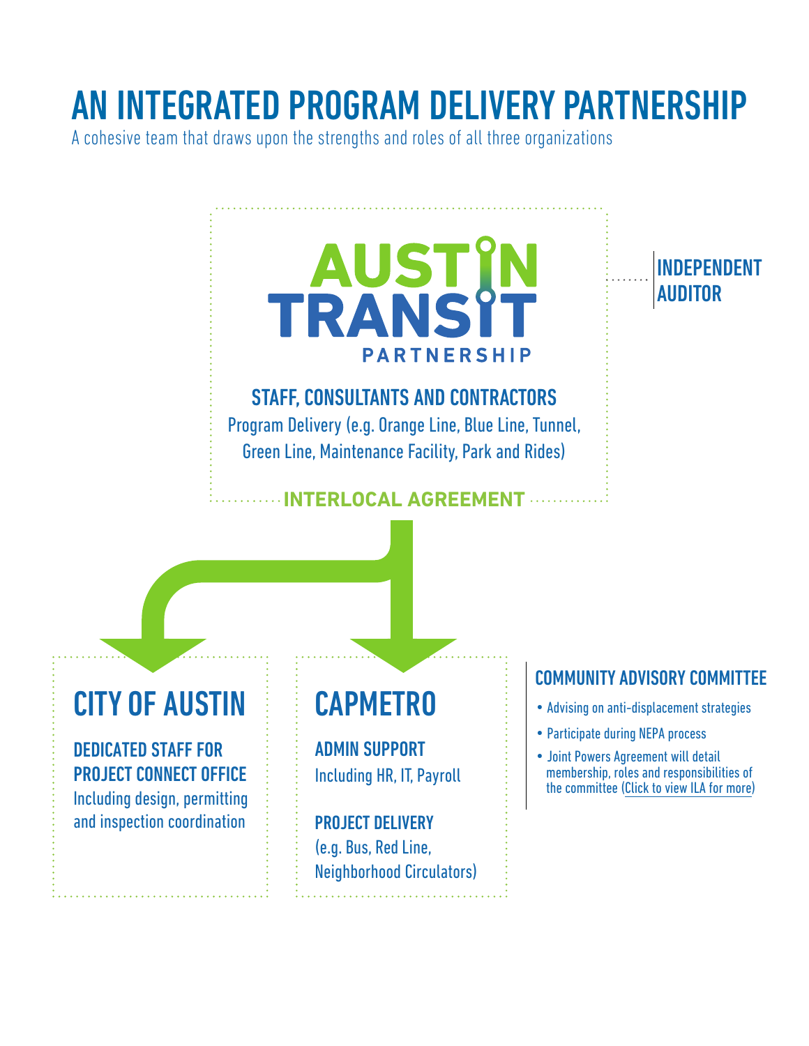# AN INTEGRATED PROGRAM DELIVERY PARTNERSHIP

A cohesive team that draws upon the strengths and roles of all three organizations

AUSTIN TRANSIT PARTNERSHIP

**STAFF, CONSULTANTS AND CONTRACTORS**

Program Delivery (e.g. Orange Line, Blue Line, Tunnel, Green Line, Maintenance Facility, Park and Rides)

**INTERLOCAL AGREEMENT**

**INDEPENDENT AUDITOR**

## CITY OF AUSTIN

**DEDICATED STAFF FOR PROJECT CONNECT OFFICE**

Including design, permitting and inspection coordination

## CAPMETRO

**ADMIN SUPPORT**

Including HR, IT, Payroll

**PROJECT DELIVERY**

(e.g. Bus, Red Line, Neighborhood Circulators)

### COMMUNITY ADVISORY COMMITTEE

- Advising on anti-displacement strategies
- Participate during NEPA process
- Joint Powers Agreement will detail membership, roles and responsibilities of the committee (Click to view ILA for more)